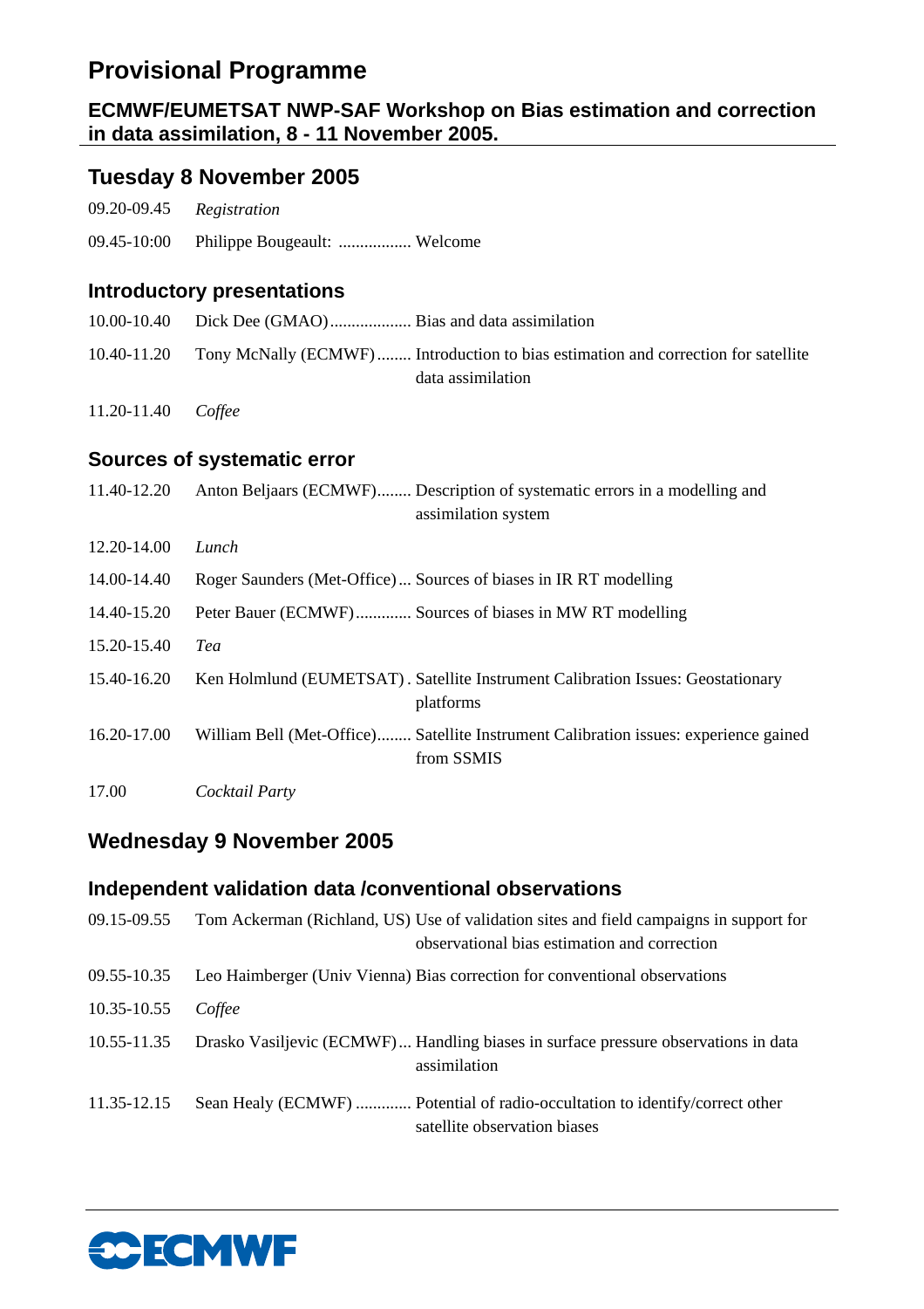# Provisional Programme

## ECMWF/EUMETSAT NWP-SAF Workshop on Bias estimation and correction in data assimilation, 8 - 11 November 2005.

## Tuesday 8 November 2005

09.20-09.45 *Registration*

09.45-10:00 Philippe Bougeault: ................. Welcome

### Introductory presentations

10.00-10.40 Dick Dee (GMAO)................... Bias and data assimilation

10.40-11.20 Tony McNally (ECMWF)........ Introduction to bias estimation and correction for satellite data assimilation

11.20-11.40 *Coffee*

### Sources of systematic error

11.40-12.20 Anton Beljaars (ECMWF)........ Description of systematic errors in a modelling and assimilation system

12.20-14.00 *Lunch*

14.00-14.40 Roger Saunders (Met-Office)... Sources of biases in IR RT modelling

14.40-15.20 Peter Bauer (ECMWF)............. Sources of biases in MW RT modelling

15.20-15.40 *Tea*

15.40-16.20 Ken Holmlund (EUMETSAT). Satellite Instrument Calibration Issues: Geostationary platforms

16.20-17.00 William Bell (Met-Office)........ Satellite Instrument Calibration issues: experience gained from SSMIS

17.00 *Cocktail Party*

## Wednesday 9 November 2005

### Independent validation data /conventional observations

09.15-09.55 Tom Ackerman (Richland, US) Use of validation sites and field campaigns in support for observational bias estimation and correction

09.55-10.35 Leo Haimberger (Univ Vienna) Bias correction for conventional observations

10.35-10.55 *Coffee*

10.55-11.35 Drasko Vasiljevic (ECMWF)... Handling biases in surface pressure observations in data assimilation

11.35-12.15 Sean Healy (ECMWF) ............. Potential of radio-occultation to identify/correct other satellite observation biases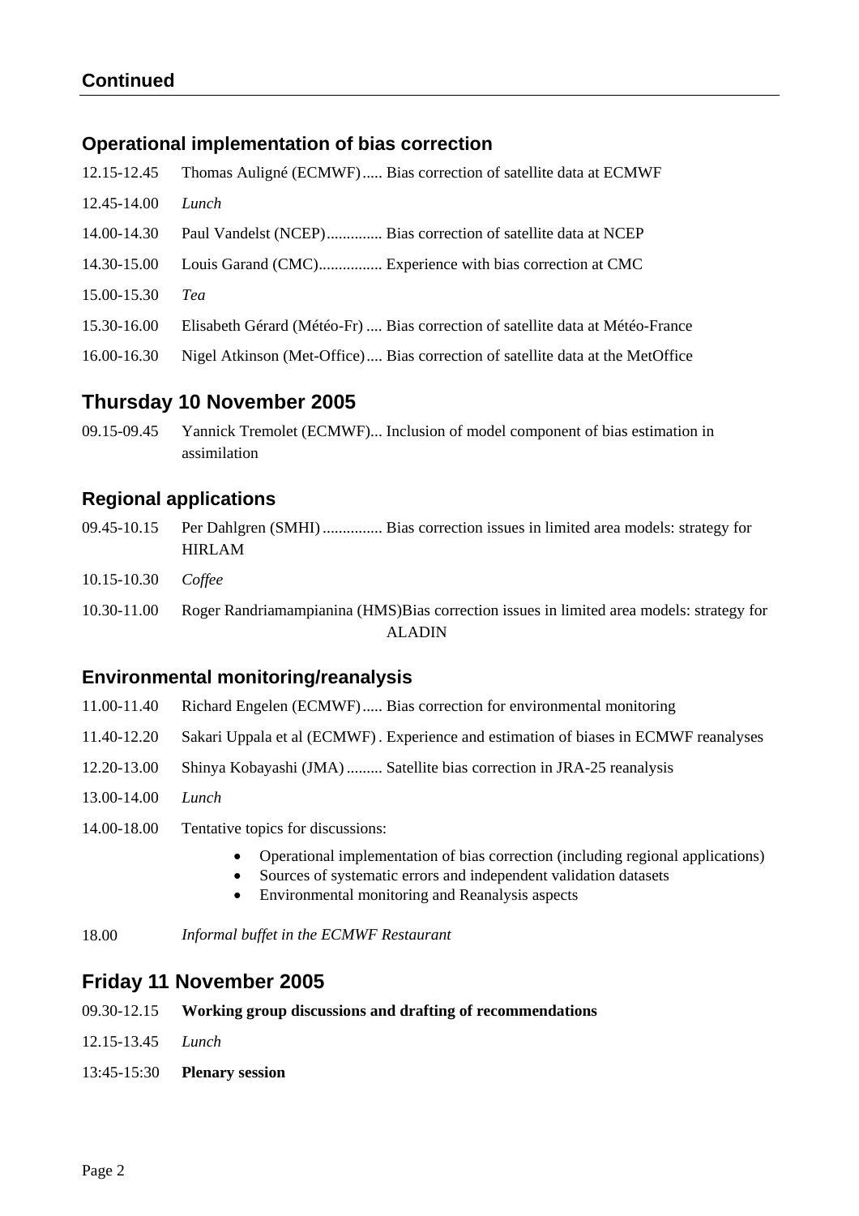## Continued

### Operational implementation of bias correction

12.15-12.45 Thomas Auligné (ECMWF)..... Bias correction of satellite data at ECMWF

12.45-14.00 *Lunch*

14.00-14.30 Paul Vandelst (NCEP).............. Bias correction of satellite data at NCEP

14.30-15.00 Louis Garand (CMC)................ Experience with bias correction at CMC

15.00-15.30 *Tea*

15.30-16.00 Elisabeth Gérard (Météo-Fr) .... Bias correction of satellite data at Météo-France

16.00-16.30 Nigel Atkinson (Met-Office).... Bias correction of satellite data at the MetOffice

## Thursday 10 November 2005

09.15-09.45 Yannick Tremolet (ECMWF)... Inclusion of model component of bias estimation in assimilation

### Regional applications

09.45-10.15 Per Dahlgren (SMHI) ............... Bias correction issues in limited area models: strategy for HIRLAM

10.15-10.30 *Coffee*

10.30-11.00 Roger Randriamampianina (HMS)Bias correction issues in limited area models: strategy for ALADIN

### Environmental monitoring/reanalysis

11.00-11.40 Richard Engelen (ECMWF)..... Bias correction for environmental monitoring

11.40-12.20 Sakari Uppala et al (ECMWF) . Experience and estimation of biases in ECMWF reanalyses

12.20-13.00 Shinya Kobayashi (JMA) ......... Satellite bias correction in JRA-25 reanalysis

13.00-14.00 *Lunch*

14.00-18.00 Tentative topics for discussions:

- Operational implementation of bias correction (including regional applications)
- Sources of systematic errors and independent validation datasets
- Environmental monitoring and Reanalysis aspects

18.00 *Informal buffet in the ECMWF Restaurant*

## Friday 11 November 2005

09.30-12.15 **Working group discussions and drafting of recommendations**

12.15-13.45 *Lunch*

13:45-15:30 **Plenary session**